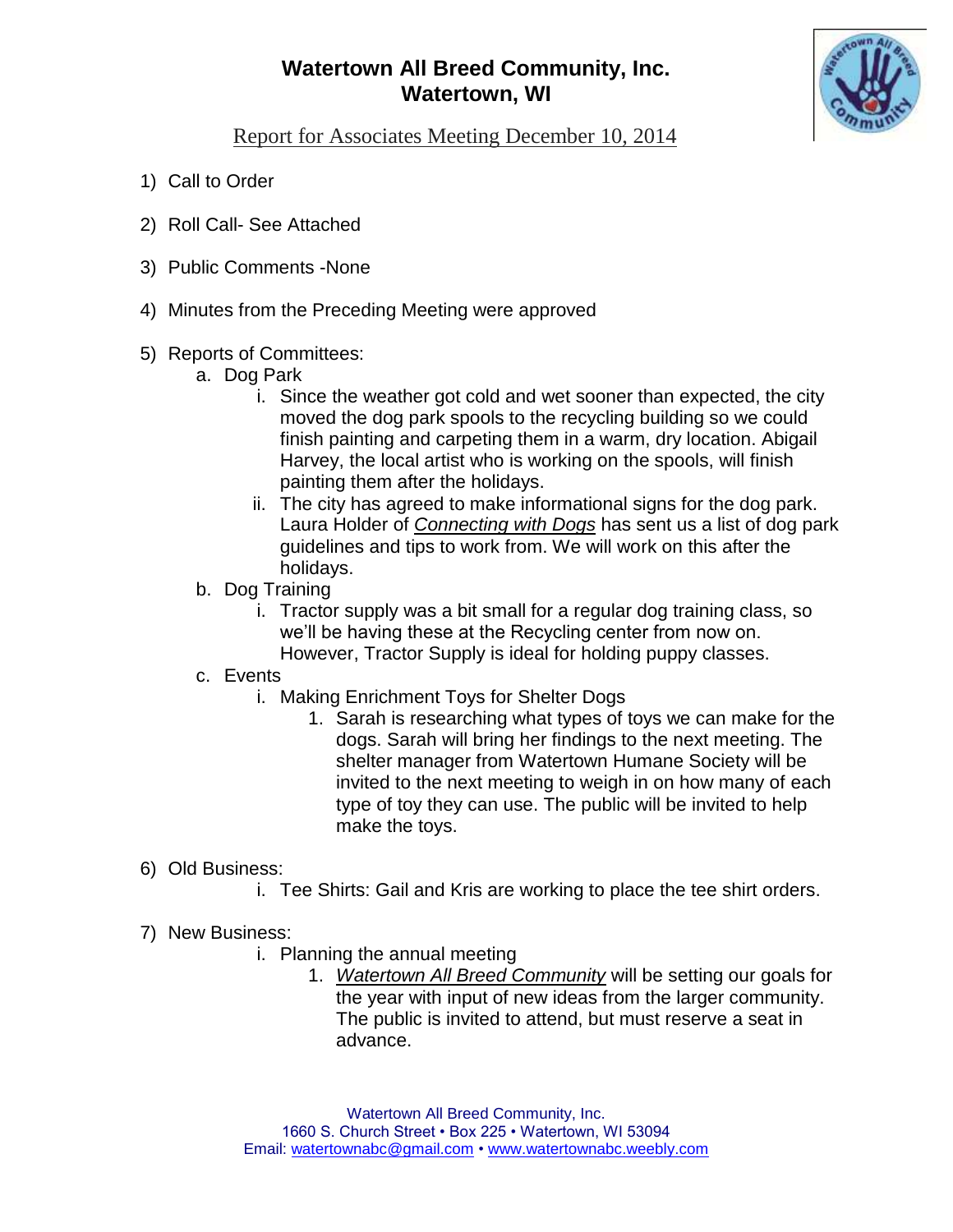# Watertown All Breed Community, Inc.
# Watertown, WI

Report for Associates Meeting December 10, 2014

1) Call to Order

2) Roll Call- See Attached

3) Public Comments -None

4) Minutes from the Preceding Meeting were approved

5) Reports of Committees:
   a. Dog Park
      i. Since the weather got cold and wet sooner than expected, the city moved the dog park spools to the recycling building so we could finish painting and carpeting them in a warm, dry location. Abigail Harvey, the local artist who is working on the spools, will finish painting them after the holidays.
      ii. The city has agreed to make informational signs for the dog park. Laura Holder of *Connecting with Dogs* has sent us a list of dog park guidelines and tips to work from. We will work on this after the holidays.
   b. Dog Training
      i. Tractor supply was a bit small for a regular dog training class, so we'll be having these at the Recycling center from now on. However, Tractor Supply is ideal for holding puppy classes.
   c. Events
      i. Making Enrichment Toys for Shelter Dogs
         1. Sarah is researching what types of toys we can make for the dogs. Sarah will bring her findings to the next meeting. The shelter manager from Watertown Humane Society will be invited to the next meeting to weigh in on how many of each type of toy they can use. The public will be invited to help make the toys.

6) Old Business:
   i. Tee Shirts: Gail and Kris are working to place the tee shirt orders.

7) New Business:
   i. Planning the annual meeting
      1. *Watertown All Breed Community* will be setting our goals for the year with input of new ideas from the larger community. The public is invited to attend, but must reserve a seat in advance.

Watertown All Breed Community, Inc.
1660 S. Church Street • Box 225 • Watertown, WI 53094
Email: watertownabc@gmail.com • www.watertownabc.weebly.com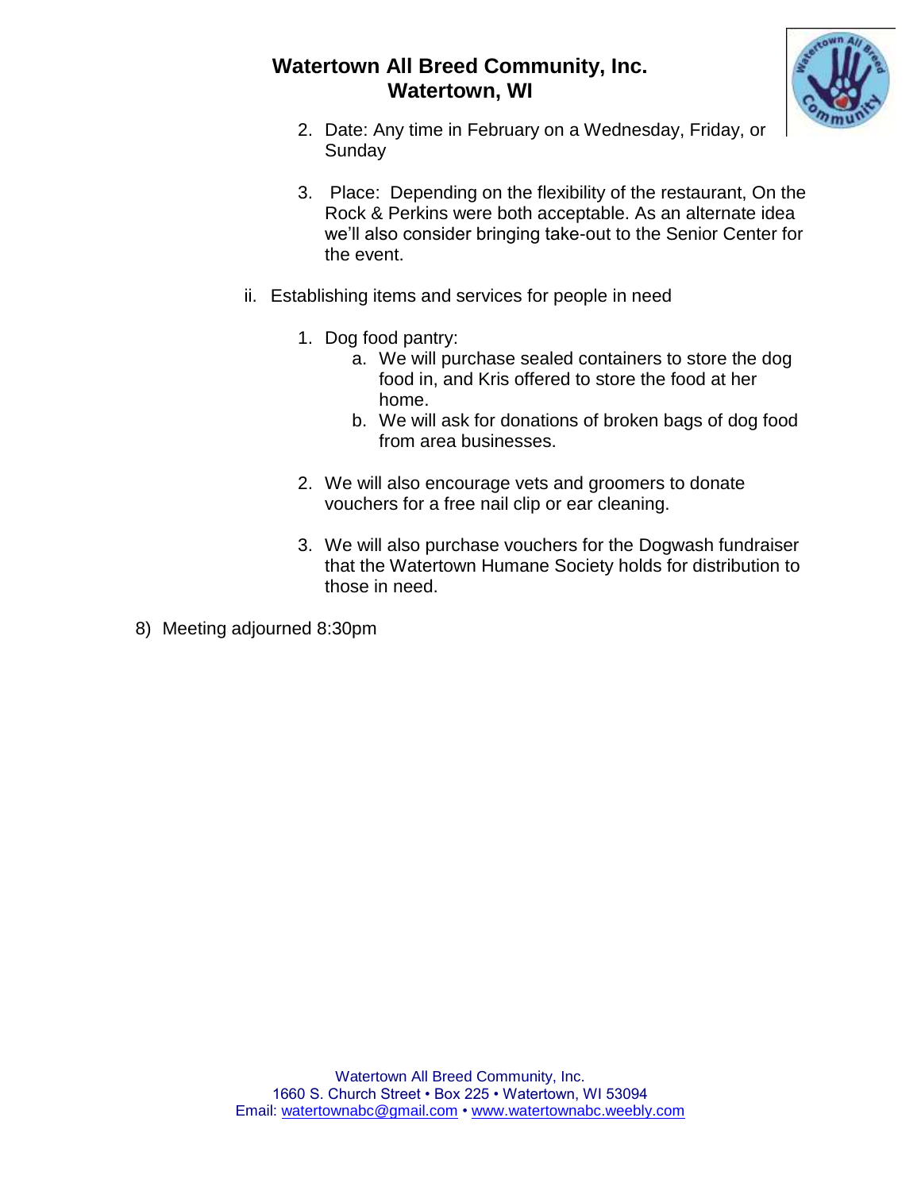2. Date: Any time in February on a Wednesday, Friday, or Sunday

3. Place: Depending on the flexibility of the restaurant, On the Rock & Perkins were both acceptable. As an alternate idea we'll also consider bringing take-out to the Senior Center for the event.

ii. Establishing items and services for people in need

1. Dog food pantry:
    a. We will purchase sealed containers to store the dog food in, and Kris offered to store the food at her home.
    b. We will ask for donations of broken bags of dog food from area businesses.

2. We will also encourage vets and groomers to donate vouchers for a free nail clip or ear cleaning.

3. We will also purchase vouchers for the Dogwash fundraiser that the Watertown Humane Society holds for distribution to those in need.

8) Meeting adjourned 8:30pm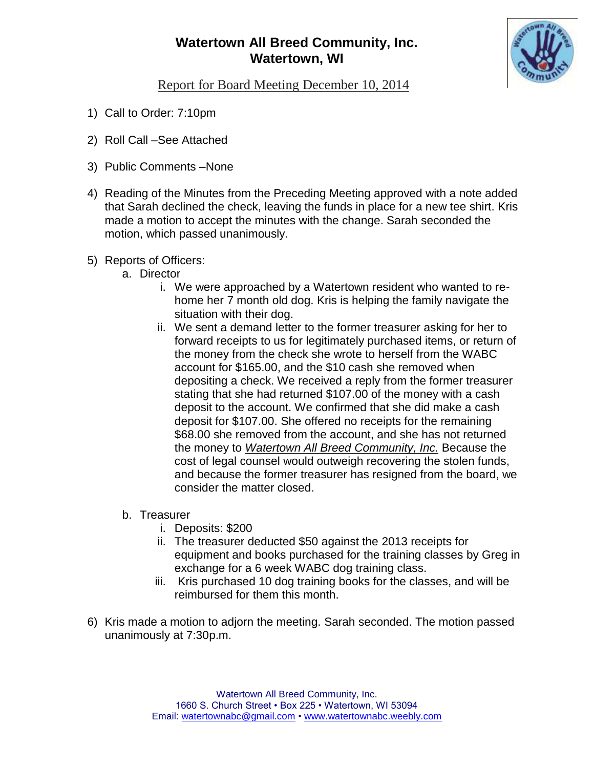# Watertown All Breed Community, Inc.
# Watertown, WI

Report for Board Meeting December 10, 2014

1) Call to Order: 7:10pm

2) Roll Call –See Attached

3) Public Comments –None

4) Reading of the Minutes from the Preceding Meeting approved with a note added that Sarah declined the check, leaving the funds in place for a new tee shirt. Kris made a motion to accept the minutes with the change. Sarah seconded the motion, which passed unanimously.

5) Reports of Officers:
   a. Director
      i. We were approached by a Watertown resident who wanted to re-home her 7 month old dog. Kris is helping the family navigate the situation with their dog.
      ii. We sent a demand letter to the former treasurer asking for her to forward receipts to us for legitimately purchased items, or return of the money from the check she wrote to herself from the WABC account for $165.00, and the $10 cash she removed when depositing a check. We received a reply from the former treasurer stating that she had returned $107.00 of the money with a cash deposit to the account. We confirmed that she did make a cash deposit for $107.00. She offered no receipts for the remaining $68.00 she removed from the account, and she has not returned the money to *Watertown All Breed Community, Inc.* Because the cost of legal counsel would outweigh recovering the stolen funds, and because the former treasurer has resigned from the board, we consider the matter closed.
   b. Treasurer
      i. Deposits: $200
      ii. The treasurer deducted $50 against the 2013 receipts for equipment and books purchased for the training classes by Greg in exchange for a 6 week WABC dog training class.
      iii. Kris purchased 10 dog training books for the classes, and will be reimbursed for them this month.

6) Kris made a motion to adjorn the meeting. Sarah seconded. The motion passed unanimously at 7:30p.m.

Watertown All Breed Community, Inc.
1660 S. Church Street • Box 225 • Watertown, WI 53094
Email: watertownabc@gmail.com • www.watertownabc.weebly.com